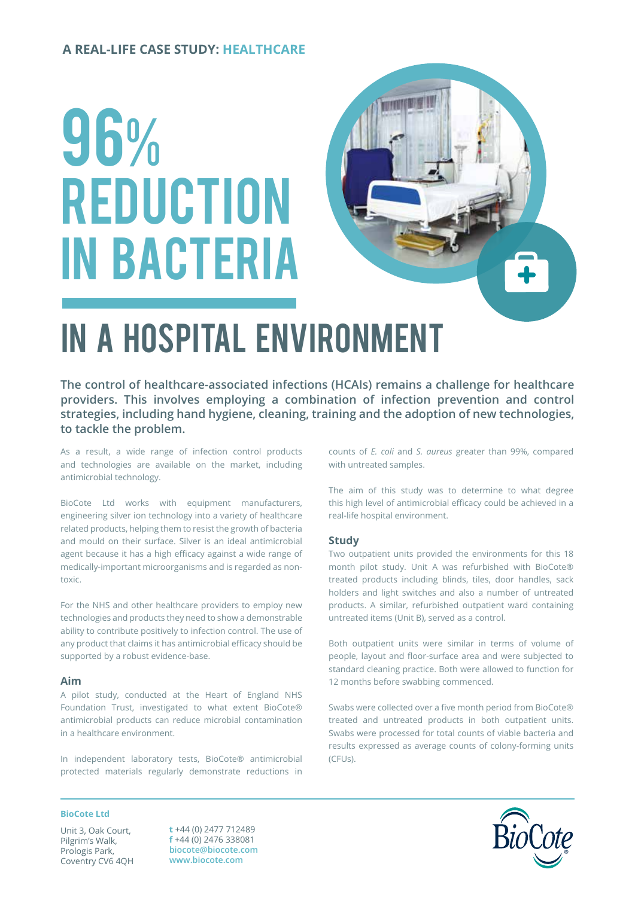**A REAL-LIFE CASE STUDY: HEALTHCARE**

# 96% REDUCTION IN BACTERIA

# IN A HOSPITAL ENVIRONMENT

**The control of healthcare-associated infections (HCAIs) remains a challenge for healthcare providers. This involves employing a combination of infection prevention and control strategies, including hand hygiene, cleaning, training and the adoption of new technologies, to tackle the problem.**

As a result, a wide range of infection control products and technologies are available on the market, including antimicrobial technology.

BioCote Ltd works with equipment manufacturers, engineering silver ion technology into a variety of healthcare related products, helping them to resist the growth of bacteria and mould on their surface. Silver is an ideal antimicrobial agent because it has a high efficacy against a wide range of medically-important microorganisms and is regarded as non-toxic.

For the NHS and other healthcare providers to employ new technologies and products they need to show a demonstrable ability to contribute positively to infection control. The use of any product that claims it has antimicrobial efficacy should be supported by a robust evidence-base.

## Aim

A pilot study, conducted at the Heart of England NHS Foundation Trust, investigated to what extent BioCote® antimicrobial products can reduce microbial contamination in a healthcare environment.

In independent laboratory tests, BioCote® antimicrobial protected materials regularly demonstrate reductions in counts of *E. coli* and *S. aureus* greater than 99%, compared with untreated samples.

The aim of this study was to determine to what degree this high level of antimicrobial efficacy could be achieved in a real-life hospital environment.

## Study

Two outpatient units provided the environments for this 18 month pilot study. Unit A was refurbished with BioCote® treated products including blinds, tiles, door handles, sack holders and light switches and also a number of untreated products. A similar, refurbished outpatient ward containing untreated items (Unit B), served as a control.

Both outpatient units were similar in terms of volume of people, layout and floor-surface area and were subjected to standard cleaning practice. Both were allowed to function for 12 months before swabbing commenced.

Swabs were collected over a five month period from BioCote® treated and untreated products in both outpatient units. Swabs were processed for total counts of viable bacteria and results expressed as average counts of colony-forming units (CFUs).

**BioCote Ltd**

Unit 3, Oak Court,
Pilgrim's Walk,
Prologis Park,
Coventry CV6 4QH

t +44 (0) 2477 712489
f +44 (0) 2476 338081
biocote@biocote.com
www.biocote.com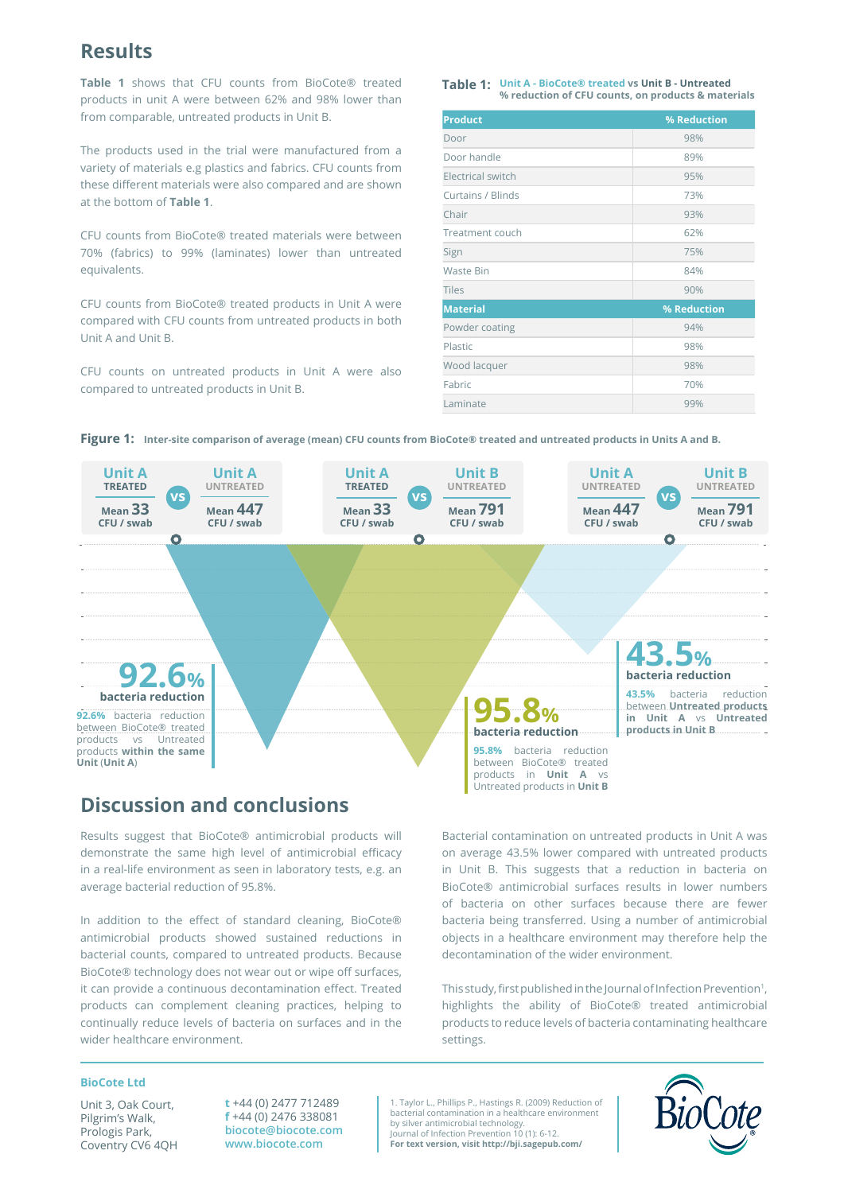## Results

**Table 1** shows that CFU counts from BioCote® treated products in unit A were between 62% and 98% lower than from comparable, untreated products in Unit B.

The products used in the trial were manufactured from a variety of materials e.g plastics and fabrics. CFU counts from these different materials were also compared and are shown at the bottom of **Table 1**.

CFU counts from BioCote® treated materials were between 70% (fabrics) to 99% (laminates) lower than untreated equivalents.

CFU counts from BioCote® treated products in Unit A were compared with CFU counts from untreated products in both Unit A and Unit B.

CFU counts on untreated products in Unit A were also compared to untreated products in Unit B.

**Table 1:** Unit A - BioCote® treated vs Unit B - Untreated
% reduction of CFU counts, on products & materials

| Product | % Reduction |
|---|---|
| Door | 98% |
| Door handle | 89% |
| Electrical switch | 95% |
| Curtains / Blinds | 73% |
| Chair | 93% |
| Treatment couch | 62% |
| Sign | 75% |
| Waste Bin | 84% |
| Tiles | 90% |
| **Material** | **% Reduction** |
| Powder coating | 94% |
| Plastic | 98% |
| Wood lacquer | 98% |
| Fabric | 70% |
| Laminate | 99% |

**Figure 1:** Inter-site comparison of average (mean) CFU counts from BioCote® treated and untreated products in Units A and B.

Unit A TREATED Mean 33 CFU / swab VS Unit A UNTREATED Mean 447 CFU / swab

Unit A TREATED Mean 33 CFU / swab VS Unit B UNTREATED Mean 791 CFU / swab

Unit A UNTREATED Mean 447 CFU / swab VS Unit B UNTREATED Mean 791 CFU / swab

92.6% bacteria reduction

92.6% bacteria reduction between BioCote® treated products vs Untreated products within the same Unit (Unit A)

95.8% bacteria reduction

95.8% bacteria reduction between BioCote® treated products in Unit A vs Untreated products in Unit B

43.5% bacteria reduction

43.5% bacteria reduction between Untreated products in Unit A vs Untreated products in Unit B

## Discussion and conclusions

Results suggest that BioCote® antimicrobial products will demonstrate the same high level of antimicrobial efficacy in a real-life environment as seen in laboratory tests, e.g. an average bacterial reduction of 95.8%.

In addition to the effect of standard cleaning, BioCote® antimicrobial products showed sustained reductions in bacterial counts, compared to untreated products. Because BioCote® technology does not wear out or wipe off surfaces, it can provide a continuous decontamination effect. Treated products can complement cleaning practices, helping to continually reduce levels of bacteria on surfaces and in the wider healthcare environment.

Bacterial contamination on untreated products in Unit A was on average 43.5% lower compared with untreated products in Unit B. This suggests that a reduction in bacteria on BioCote® antimicrobial surfaces results in lower numbers of bacteria on other surfaces because there are fewer bacteria being transferred. Using a number of antimicrobial objects in a healthcare environment may therefore help the decontamination of the wider environment.

This study, first published in the Journal of Infection Prevention[1], highlights the ability of BioCote® treated antimicrobial products to reduce levels of bacteria contaminating healthcare settings.

**BioCote Ltd**

Unit 3, Oak Court,
Pilgrim's Walk,
Prologis Park,
Coventry CV6 4QH

t +44 (0) 2477 712489
f +44 (0) 2476 338081
biocote@biocote.com
www.biocote.com

1. Taylor L., Phillips P., Hastings R. (2009) Reduction of bacterial contamination in a healthcare environment by silver antimicrobial technology. Journal of Infection Prevention 10 (1): 6-12.
**For text version, visit http://bji.sagepub.com/**

BioCote®